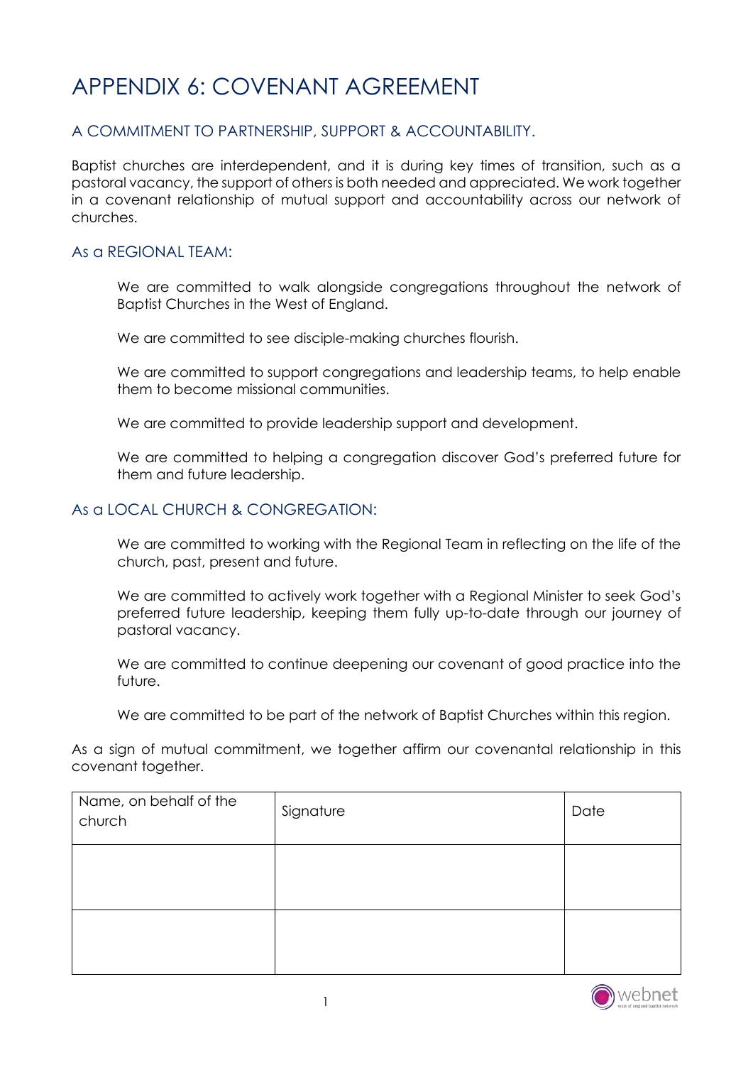# APPENDIX 6: COVENANT AGREEMENT

## A COMMITMENT TO PARTNERSHIP, SUPPORT & ACCOUNTABILITY.

Baptist churches are interdependent, and it is during key times of transition, such as a pastoral vacancy, the support of others is both needed and appreciated. We work together in a covenant relationship of mutual support and accountability across our network of churches.

### As a REGIONAL TEAM:

We are committed to walk alongside congregations throughout the network of Baptist Churches in the West of England.

We are committed to see disciple-making churches flourish.

We are committed to support congregations and leadership teams, to help enable them to become missional communities.

We are committed to provide leadership support and development.

We are committed to helping a congregation discover God's preferred future for them and future leadership.

### As a LOCAL CHURCH & CONGREGATION:

We are committed to working with the Regional Team in reflecting on the life of the church, past, present and future.

We are committed to actively work together with a Regional Minister to seek God's preferred future leadership, keeping them fully up-to-date through our journey of pastoral vacancy.

We are committed to continue deepening our covenant of good practice into the future.

We are committed to be part of the network of Baptist Churches within this region.

As a sign of mutual commitment, we together affirm our covenantal relationship in this covenant together.

| Name, on behalf of the church | Signature | Date |
|---|---|---|
| | | |
| | | |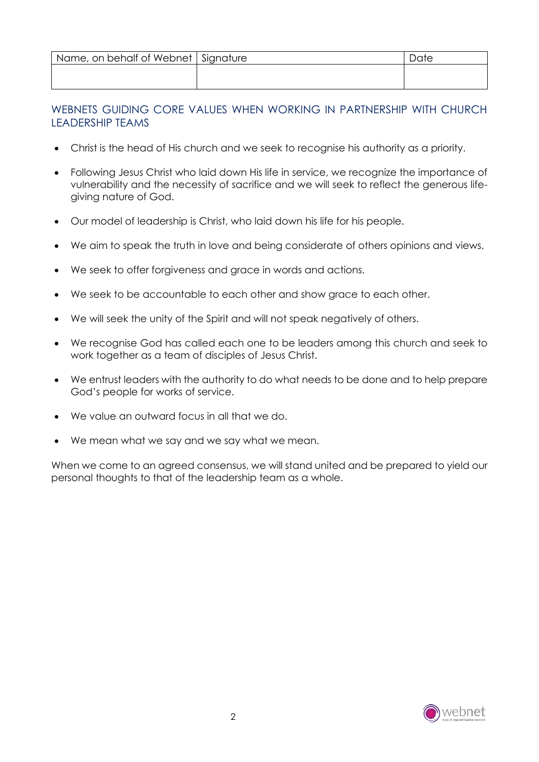| Name, on behalf of Webnet | Signature | Date |
| --- | --- | --- |
| | | |

## WEBNETS GUIDING CORE VALUES WHEN WORKING IN PARTNERSHIP WITH CHURCH LEADERSHIP TEAMS

- Christ is the head of His church and we seek to recognise his authority as a priority.
- Following Jesus Christ who laid down His life in service, we recognize the importance of vulnerability and the necessity of sacrifice and we will seek to reflect the generous life-giving nature of God.
- Our model of leadership is Christ, who laid down his life for his people.
- We aim to speak the truth in love and being considerate of others opinions and views.
- We seek to offer forgiveness and grace in words and actions.
- We seek to be accountable to each other and show grace to each other.
- We will seek the unity of the Spirit and will not speak negatively of others.
- We recognise God has called each one to be leaders among this church and seek to work together as a team of disciples of Jesus Christ.
- We entrust leaders with the authority to do what needs to be done and to help prepare God's people for works of service.
- We value an outward focus in all that we do.
- We mean what we say and we say what we mean.

When we come to an agreed consensus, we will stand united and be prepared to yield our personal thoughts to that of the leadership team as a whole.